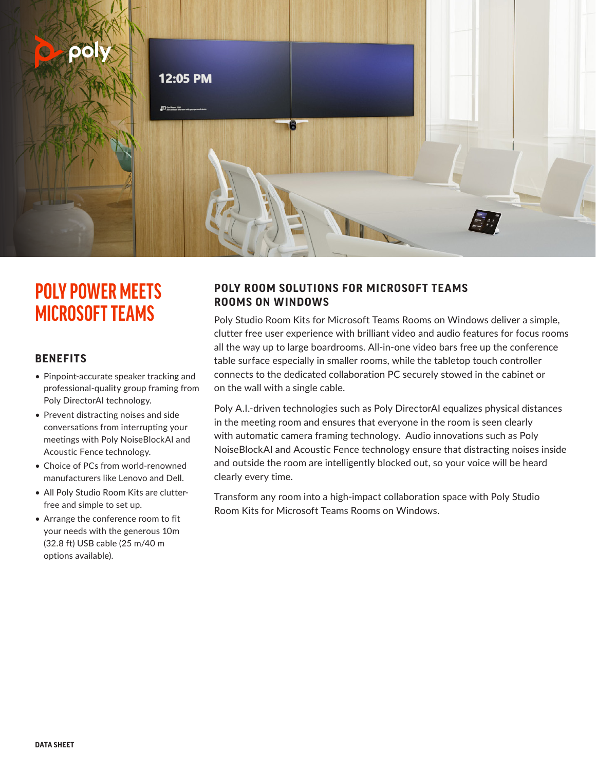# POLY POWER MEETS MICROSOFT TEAMS

## BENEFITS

- Pinpoint-accurate speaker tracking and professional-quality group framing from Poly DirectorAI technology.
- Prevent distracting noises and side conversations from interrupting your meetings with Poly NoiseBlockAI and Acoustic Fence technology.
- Choice of PCs from world-renowned manufacturers like Lenovo and Dell.
- All Poly Studio Room Kits are clutter-free and simple to set up.
- Arrange the conference room to fit your needs with the generous 10m (32.8 ft) USB cable (25 m/40 m options available).

## POLY ROOM SOLUTIONS FOR MICROSOFT TEAMS ROOMS ON WINDOWS

Poly Studio Room Kits for Microsoft Teams Rooms on Windows deliver a simple, clutter free user experience with brilliant video and audio features for focus rooms all the way up to large boardrooms. All-in-one video bars free up the conference table surface especially in smaller rooms, while the tabletop touch controller connects to the dedicated collaboration PC securely stowed in the cabinet or on the wall with a single cable.

Poly A.I.-driven technologies such as Poly DirectorAI equalizes physical distances in the meeting room and ensures that everyone in the room is seen clearly with automatic camera framing technology. Audio innovations such as Poly NoiseBlockAI and Acoustic Fence technology ensure that distracting noises inside and outside the room are intelligently blocked out, so your voice will be heard clearly every time.

Transform any room into a high-impact collaboration space with Poly Studio Room Kits for Microsoft Teams Rooms on Windows.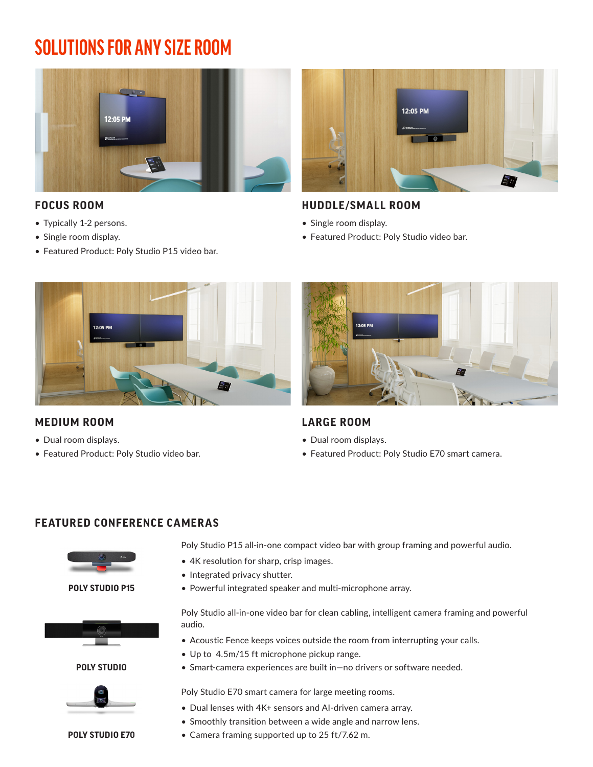# SOLUTIONS FOR ANY SIZE ROOM

### FOCUS ROOM

- Typically 1-2 persons.
- Single room display.
- Featured Product: Poly Studio P15 video bar.

### HUDDLE/SMALL ROOM

- Single room display.
- Featured Product: Poly Studio video bar.

### MEDIUM ROOM

- Dual room displays.
- Featured Product: Poly Studio video bar.

### LARGE ROOM

- Dual room displays.
- Featured Product: Poly Studio E70 smart camera.

## FEATURED CONFERENCE CAMERAS

**POLY STUDIO P15**

Poly Studio P15 all-in-one compact video bar with group framing and powerful audio.

- 4K resolution for sharp, crisp images.
- Integrated privacy shutter.
- Powerful integrated speaker and multi-microphone array.

**POLY STUDIO**

Poly Studio all-in-one video bar for clean cabling, intelligent camera framing and powerful audio.

- Acoustic Fence keeps voices outside the room from interrupting your calls.
- Up to 4.5m/15 ft microphone pickup range.
- Smart-camera experiences are built in—no drivers or software needed.

**POLY STUDIO E70**

Poly Studio E70 smart camera for large meeting rooms.

- Dual lenses with 4K+ sensors and AI-driven camera array.
- Smoothly transition between a wide angle and narrow lens.
- Camera framing supported up to 25 ft/7.62 m.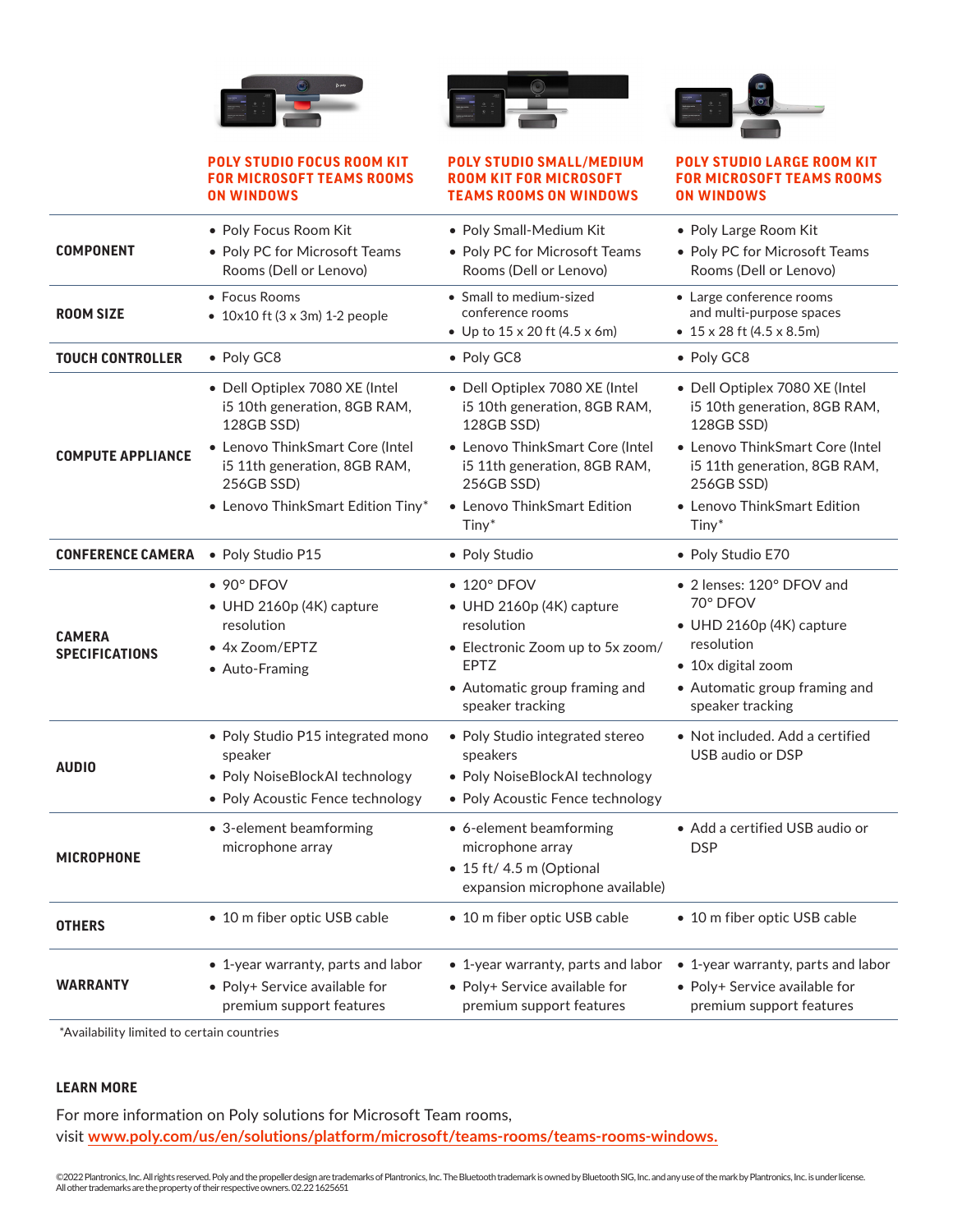| | POLY STUDIO FOCUS ROOM KIT FOR MICROSOFT TEAMS ROOMS ON WINDOWS | POLY STUDIO SMALL/MEDIUM ROOM KIT FOR MICROSOFT TEAMS ROOMS ON WINDOWS | POLY STUDIO LARGE ROOM KIT FOR MICROSOFT TEAMS ROOMS ON WINDOWS |
|---|---|---|---|
| **COMPONENT** | • Poly Focus Room Kit<br>• Poly PC for Microsoft Teams Rooms (Dell or Lenovo) | • Poly Small-Medium Kit<br>• Poly PC for Microsoft Teams Rooms (Dell or Lenovo) | • Poly Large Room Kit<br>• Poly PC for Microsoft Teams Rooms (Dell or Lenovo) |
| **ROOM SIZE** | • Focus Rooms<br>• 10x10 ft (3 x 3m) 1-2 people | • Small to medium-sized conference rooms<br>• Up to 15 x 20 ft (4.5 x 6m) | • Large conference rooms and multi-purpose spaces<br>• 15 x 28 ft (4.5 x 8.5m) |
| **TOUCH CONTROLLER** | • Poly GC8 | • Poly GC8 | • Poly GC8 |
| **COMPUTE APPLIANCE** | • Dell Optiplex 7080 XE (Intel i5 10th generation, 8GB RAM, 128GB SSD)<br>• Lenovo ThinkSmart Core (Intel i5 11th generation, 8GB RAM, 256GB SSD)<br>• Lenovo ThinkSmart Edition Tiny* | • Dell Optiplex 7080 XE (Intel i5 10th generation, 8GB RAM, 128GB SSD)<br>• Lenovo ThinkSmart Core (Intel i5 11th generation, 8GB RAM, 256GB SSD)<br>• Lenovo ThinkSmart Edition Tiny* | • Dell Optiplex 7080 XE (Intel i5 10th generation, 8GB RAM, 128GB SSD)<br>• Lenovo ThinkSmart Core (Intel i5 11th generation, 8GB RAM, 256GB SSD)<br>• Lenovo ThinkSmart Edition Tiny* |
| **CONFERENCE CAMERA** | • Poly Studio P15 | • Poly Studio | • Poly Studio E70 |
| **CAMERA SPECIFICATIONS** | • 90° DFOV<br>• UHD 2160p (4K) capture resolution<br>• 4x Zoom/EPTZ<br>• Auto-Framing | • 120° DFOV<br>• UHD 2160p (4K) capture resolution<br>• Electronic Zoom up to 5x zoom/ EPTZ<br>• Automatic group framing and speaker tracking | • 2 lenses: 120° DFOV and 70° DFOV<br>• UHD 2160p (4K) capture resolution<br>• 10x digital zoom<br>• Automatic group framing and speaker tracking |
| **AUDIO** | • Poly Studio P15 integrated mono speaker<br>• Poly NoiseBlockAI technology<br>• Poly Acoustic Fence technology | • Poly Studio integrated stereo speakers<br>• Poly NoiseBlockAI technology<br>• Poly Acoustic Fence technology | • Not included. Add a certified USB audio or DSP |
| **MICROPHONE** | • 3-element beamforming microphone array | • 6-element beamforming microphone array<br>• 15 ft/ 4.5 m (Optional expansion microphone available) | • Add a certified USB audio or DSP |
| **OTHERS** | • 10 m fiber optic USB cable | • 10 m fiber optic USB cable | • 10 m fiber optic USB cable |
| **WARRANTY** | • 1-year warranty, parts and labor<br>• Poly+ Service available for premium support features | • 1-year warranty, parts and labor<br>• Poly+ Service available for premium support features | • 1-year warranty, parts and labor<br>• Poly+ Service available for premium support features |

*Availability limited to certain countries

**LEARN MORE**

For more information on Poly solutions for Microsoft Team rooms, visit **www.poly.com/us/en/solutions/platform/microsoft/teams-rooms/teams-rooms-windows.**

©2022 Plantronics, Inc. All rights reserved. Poly and the propeller design are trademarks of Plantronics, Inc. The Bluetooth trademark is owned by Bluetooth SIG, Inc. and any use of the mark by Plantronics, Inc. is under license. All other trademarks are the property of their respective owners. 02.22 1625651